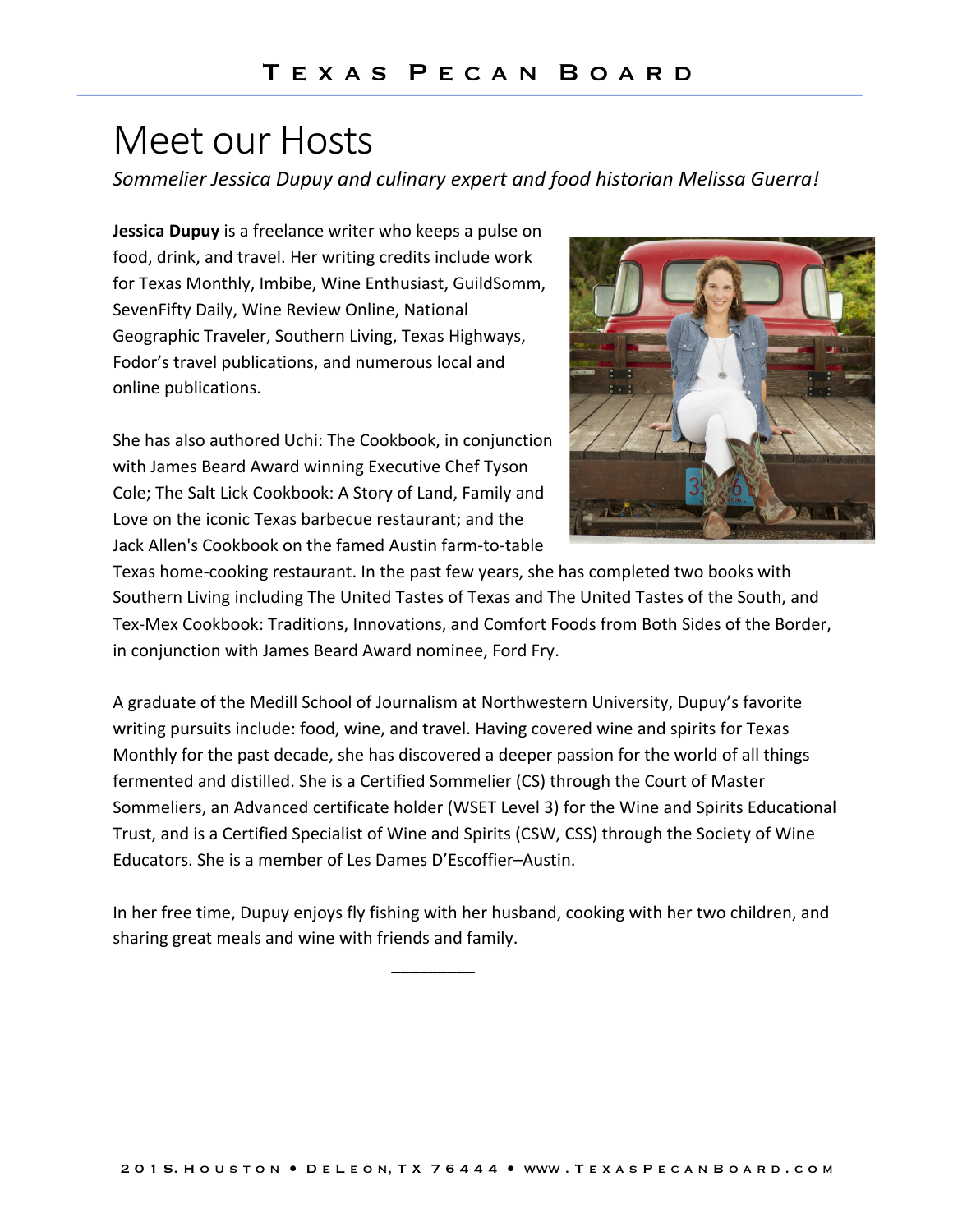# Meet our Hosts

*Sommelier Jessica Dupuy and culinary expert and food historian Melissa Guerra!*

**Jessica Dupuy** is a freelance writer who keeps a pulse on food, drink, and travel. Her writing credits include work for Texas Monthly, Imbibe, Wine Enthusiast, GuildSomm, SevenFifty Daily, Wine Review Online, National Geographic Traveler, Southern Living, Texas Highways, Fodor's travel publications, and numerous local and online publications.

She has also authored Uchi: The Cookbook, in conjunction with James Beard Award winning Executive Chef Tyson Cole; The Salt Lick Cookbook: A Story of Land, Family and Love on the iconic Texas barbecue restaurant; and the Jack Allen's Cookbook on the famed Austin farm-to-table Texas home-cooking restaurant. In the past few years, she has completed two books with Southern Living including The United Tastes of Texas and The United Tastes of the South, and Tex-Mex Cookbook: Traditions, Innovations, and Comfort Foods from Both Sides of the Border, in conjunction with James Beard Award nominee, Ford Fry.

A graduate of the Medill School of Journalism at Northwestern University, Dupuy's favorite writing pursuits include: food, wine, and travel. Having covered wine and spirits for Texas Monthly for the past decade, she has discovered a deeper passion for the world of all things fermented and distilled. She is a Certified Sommelier (CS) through the Court of Master Sommeliers, an Advanced certificate holder (WSET Level 3) for the Wine and Spirits Educational Trust, and is a Certified Specialist of Wine and Spirits (CSW, CSS) through the Society of Wine Educators. She is a member of Les Dames D'Escoffier–Austin.

In her free time, Dupuy enjoys fly fishing with her husband, cooking with her two children, and sharing great meals and wine with friends and family.

---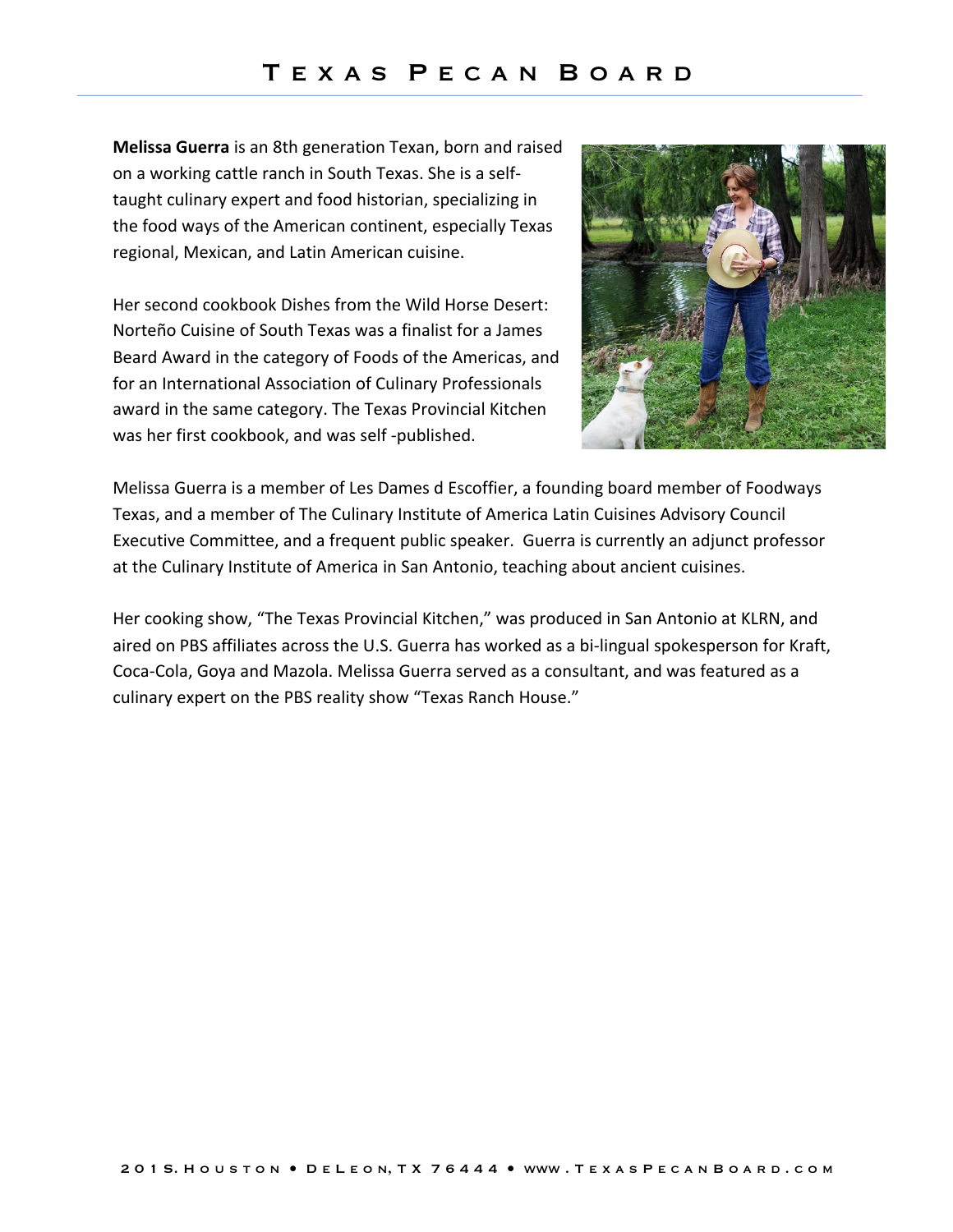**Melissa Guerra** is an 8th generation Texan, born and raised on a working cattle ranch in South Texas. She is a self-taught culinary expert and food historian, specializing in the food ways of the American continent, especially Texas regional, Mexican, and Latin American cuisine.

Her second cookbook Dishes from the Wild Horse Desert: Norteño Cuisine of South Texas was a finalist for a James Beard Award in the category of Foods of the Americas, and for an International Association of Culinary Professionals award in the same category. The Texas Provincial Kitchen was her first cookbook, and was self -published.

Melissa Guerra is a member of Les Dames d Escoffier, a founding board member of Foodways Texas, and a member of The Culinary Institute of America Latin Cuisines Advisory Council Executive Committee, and a frequent public speaker. Guerra is currently an adjunct professor at the Culinary Institute of America in San Antonio, teaching about ancient cuisines.

Her cooking show, "The Texas Provincial Kitchen," was produced in San Antonio at KLRN, and aired on PBS affiliates across the U.S. Guerra has worked as a bi-lingual spokesperson for Kraft, Coca-Cola, Goya and Mazola. Melissa Guerra served as a consultant, and was featured as a culinary expert on the PBS reality show "Texas Ranch House."